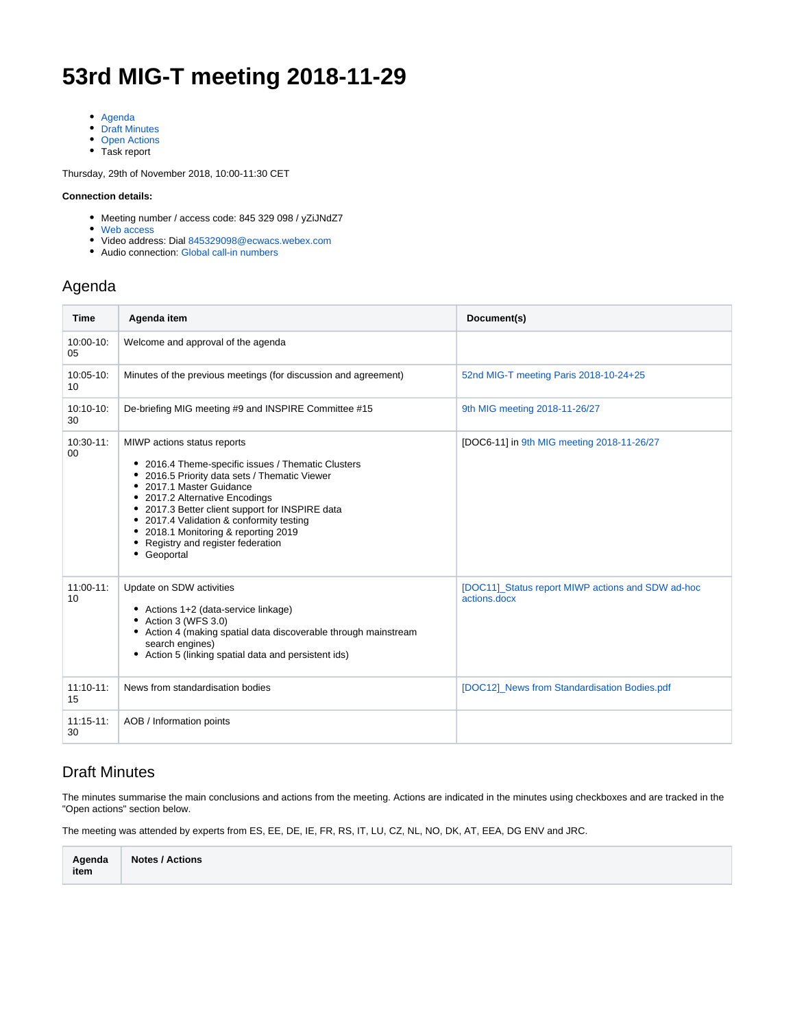# 53rd MIG-T meeting 2018-11-29

- Agenda
- Draft Minutes
- Open Actions
- Task report

Thursday, 29th of November 2018, 10:00-11:30 CET

**Connection details:**

- Meeting number / access code: 845 329 098 / yZiJNdZ7
- Web access
- Video address: Dial 845329098@ecwacs.webex.com
- Audio connection: Global call-in numbers

## Agenda

| Time | Agenda item | Document(s) |
|---|---|---|
| 10:00-10:05 | Welcome and approval of the agenda | |
| 10:05-10:10 | Minutes of the previous meetings (for discussion and agreement) | 52nd MIG-T meeting Paris 2018-10-24+25 |
| 10:10-10:30 | De-briefing MIG meeting #9 and INSPIRE Committee #15 | 9th MIG meeting 2018-11-26/27 |
| 10:30-11:00 | MIWP actions status reports<br>• 2016.4 Theme-specific issues / Thematic Clusters<br>• 2016.5 Priority data sets / Thematic Viewer<br>• 2017.1 Master Guidance<br>• 2017.2 Alternative Encodings<br>• 2017.3 Better client support for INSPIRE data<br>• 2017.4 Validation & conformity testing<br>• 2018.1 Monitoring & reporting 2019<br>• Registry and register federation<br>• Geoportal | [DOC6-11] in 9th MIG meeting 2018-11-26/27 |
| 11:00-11:10 | Update on SDW activities<br>• Actions 1+2 (data-service linkage)<br>• Action 3 (WFS 3.0)<br>• Action 4 (making spatial data discoverable through mainstream search engines)<br>• Action 5 (linking spatial data and persistent ids) | [DOC11]_Status report MIWP actions and SDW ad-hoc actions.docx |
| 11:10-11:15 | News from standardisation bodies | [DOC12]_News from Standardisation Bodies.pdf |
| 11:15-11:30 | AOB / Information points | |

## Draft Minutes

The minutes summarise the main conclusions and actions from the meeting. Actions are indicated in the minutes using checkboxes and are tracked in the "Open actions" section below.

The meeting was attended by experts from ES, EE, DE, IE, FR, RS, IT, LU, CZ, NL, NO, DK, AT, EEA, DG ENV and JRC.

| Agenda item | Notes / Actions |
|---|---|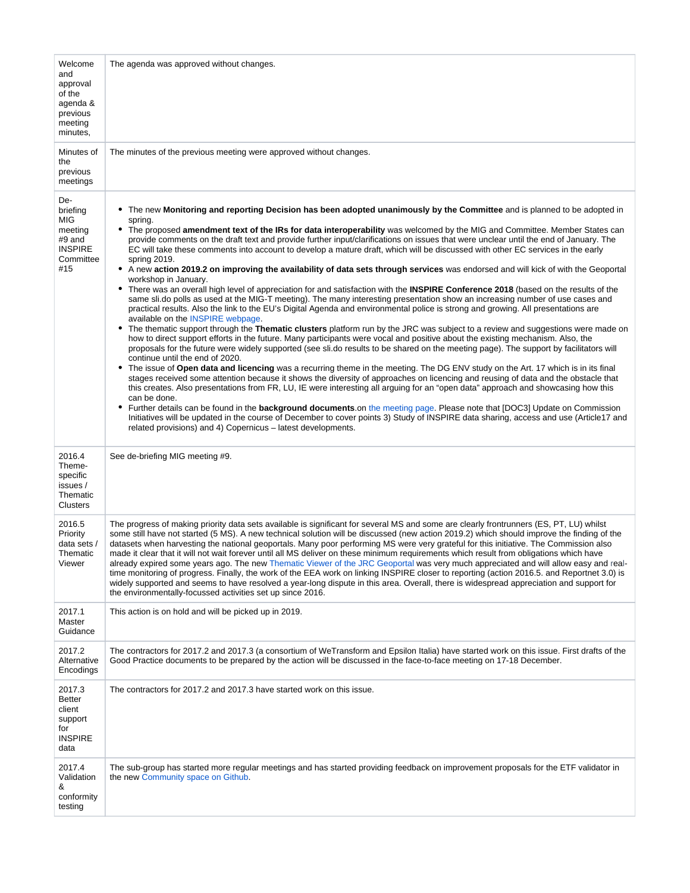| | |
|---|---|
| Welcome and approval of the agenda & previous meeting minutes, | The agenda was approved without changes. |
| Minutes of the previous meetings | The minutes of the previous meeting were approved without changes. |
| De-briefing MIG meeting #9 and INSPIRE Committee #15 | • The new **Monitoring and reporting Decision has been adopted unanimously by the Committee** and is planned to be adopted in spring.<br>• The proposed **amendment text of the IRs for data interoperability** was welcomed by the MIG and Committee. Member States can provide comments on the draft text and provide further input/clarifications on issues that were unclear until the end of January. The EC will take these comments into account to develop a mature draft, which will be discussed with other EC services in the early spring 2019.<br>• A new **action 2019.2 on improving the availability of data sets through services** was endorsed and will kick of with the Geoportal workshop in January.<br>• There was an overall high level of appreciation for and satisfaction with the **INSPIRE Conference 2018** (based on the results of the same sli.do polls as used at the MIG-T meeting). The many interesting presentation show an increasing number of use cases and practical results. Also the link to the EU's Digital Agenda and environmental police is strong and growing. All presentations are available on the INSPIRE webpage.<br>• The thematic support through the **Thematic clusters** platform run by the JRC was subject to a review and suggestions were made on how to direct support efforts in the future. Many participants were vocal and positive about the existing mechanism. Also, the proposals for the future were widely supported (see sli.do results to be shared on the meeting page). The support by facilitators will continue until the end of 2020.<br>• The issue of **Open data and licencing** was a recurring theme in the meeting. The DG ENV study on the Art. 17 which is in its final stages received some attention because it shows the diversity of approaches on licencing and reusing of data and the obstacle that this creates. Also presentations from FR, LU, IE were interesting all arguing for an "open data" approach and showcasing how this can be done.<br>• Further details can be found in the **background documents**.on the meeting page. Please note that [DOC3] Update on Commission Initiatives will be updated in the course of December to cover points 3) Study of INSPIRE data sharing, access and use (Article17 and related provisions) and 4) Copernicus – latest developments. |
| 2016.4 Theme-specific issues / Thematic Clusters | See de-briefing MIG meeting #9. |
| 2016.5 Priority data sets / Thematic Viewer | The progress of making priority data sets available is significant for several MS and some are clearly frontrunners (ES, PT, LU) whilst some still have not started (5 MS). A new technical solution will be discussed (new action 2019.2) which should improve the finding of the datasets when harvesting the national geoportals. Many poor performing MS were very grateful for this initiative. The Commission also made it clear that it will not wait forever until all MS deliver on these minimum requirements which result from obligations which have already expired some years ago. The new Thematic Viewer of the JRC Geoportal was very much appreciated and will allow easy and real-time monitoring of progress. Finally, the work of the EEA work on linking INSPIRE closer to reporting (action 2016.5. and Reportnet 3.0) is widely supported and seems to have resolved a year-long dispute in this area. Overall, there is widespread appreciation and support for the environmentally-focussed activities set up since 2016. |
| 2017.1 Master Guidance | This action is on hold and will be picked up in 2019. |
| 2017.2 Alternative Encodings | The contractors for 2017.2 and 2017.3 (a consortium of WeTransform and Epsilon Italia) have started work on this issue. First drafts of the Good Practice documents to be prepared by the action will be discussed in the face-to-face meeting on 17-18 December. |
| 2017.3 Better client support for INSPIRE data | The contractors for 2017.2 and 2017.3 have started work on this issue. |
| 2017.4 Validation & conformity testing | The sub-group has started more regular meetings and has started providing feedback on improvement proposals for the ETF validator in the new Community space on Github. |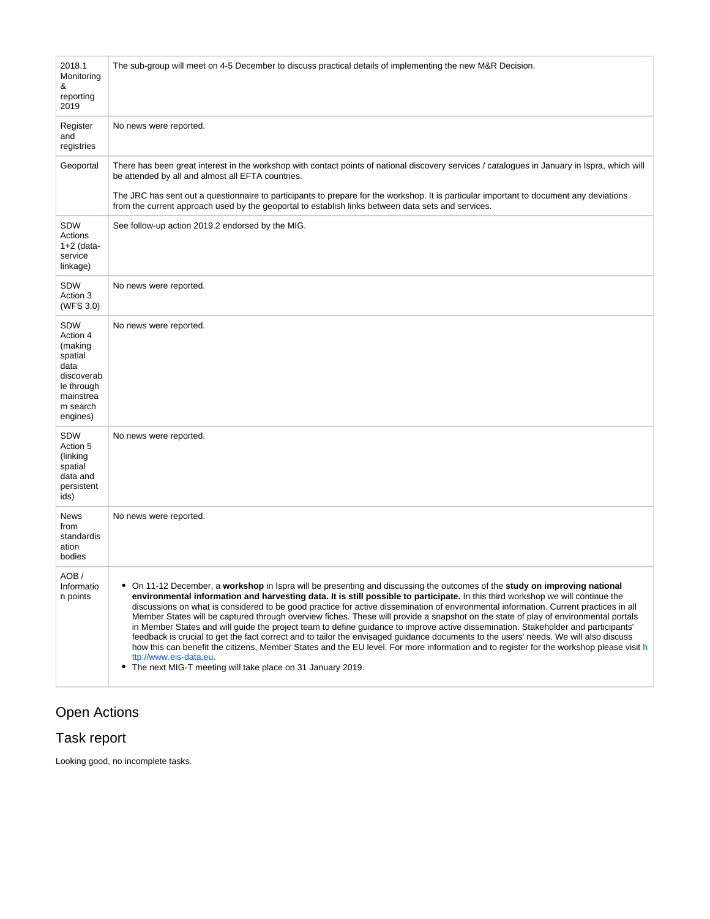| | |
|---|---|
| 2018.1 Monitoring & reporting 2019 | The sub-group will meet on 4-5 December to discuss practical details of implementing the new M&R Decision. |
| Register and registries | No news were reported. |
| Geoportal | There has been great interest in the workshop with contact points of national discovery services / catalogues in January in Ispra, which will be attended by all and almost all EFTA countries.<br><br>The JRC has sent out a questionnaire to participants to prepare for the workshop. It is particular important to document any deviations from the current approach used by the geoportal to establish links between data sets and services. |
| SDW Actions 1+2 (data-service linkage) | See follow-up action 2019.2 endorsed by the MIG. |
| SDW Action 3 (WFS 3.0) | No news were reported. |
| SDW Action 4 (making spatial data discoverable through mainstream search engines) | No news were reported. |
| SDW Action 5 (linking spatial data and persistent ids) | No news were reported. |
| News from standardisation bodies | No news were reported. |
| AOB / Information points | • On 11-12 December, a **workshop** in Ispra will be presenting and discussing the outcomes of the **study on improving national environmental information and harvesting data. It is still possible to participate.** In this third workshop we will continue the discussions on what is considered to be good practice for active dissemination of environmental information. Current practices in all Member States will be captured through overview fiches. These will provide a snapshot on the state of play of environmental portals in Member States and will guide the project team to define guidance to improve active dissemination. Stakeholder and participants' feedback is crucial to get the fact correct and to tailor the envisaged guidance documents to the users' needs. We will also discuss how this can benefit the citizens, Member States and the EU level. For more information and to register for the workshop please visit http://www.eis-data.eu.<br>• The next MIG-T meeting will take place on 31 January 2019. |

## Open Actions

## Task report

Looking good, no incomplete tasks.